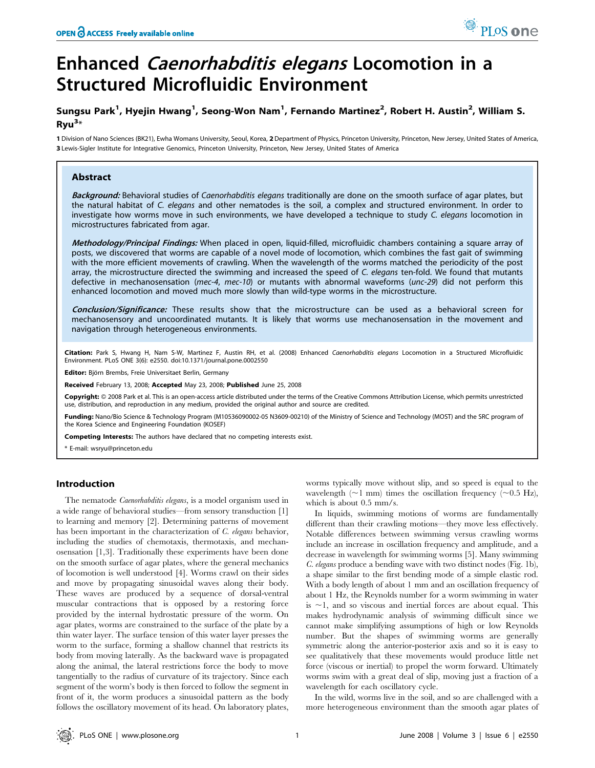# Enhanced *Caenorhabditis elegans* Locomotion in a Structured Microfluidic Environment

**Sungsu Park[1], Hyejin Hwang[1], Seong-Won Nam[1], Fernando Martinez[2], Robert H. Austin[2], William S. Ryu[3]***

**1** Division of Nano Sciences (BK21), Ewha Womans University, Seoul, Korea, **2** Department of Physics, Princeton University, Princeton, New Jersey, United States of America, **3** Lewis-Sigler Institute for Integrative Genomics, Princeton University, Princeton, New Jersey, United States of America

## Abstract

***Background:*** Behavioral studies of *Caenorhabditis elegans* traditionally are done on the smooth surface of agar plates, but the natural habitat of *C. elegans* and other nematodes is the soil, a complex and structured environment. In order to investigate how worms move in such environments, we have developed a technique to study *C. elegans* locomotion in microstructures fabricated from agar.

***Methodology/Principal Findings:*** When placed in open, liquid-filled, microfluidic chambers containing a square array of posts, we discovered that worms are capable of a novel mode of locomotion, which combines the fast gait of swimming with the more efficient movements of crawling. When the wavelength of the worms matched the periodicity of the post array, the microstructure directed the swimming and increased the speed of *C. elegans* ten-fold. We found that mutants defective in mechanosensation (*mec-4*, *mec-10*) or mutants with abnormal waveforms (*unc-29*) did not perform this enhanced locomotion and moved much more slowly than wild-type worms in the microstructure.

***Conclusion/Significance:*** These results show that the microstructure can be used as a behavioral screen for mechanosensory and uncoordinated mutants. It is likely that worms use mechanosensation in the movement and navigation through heterogeneous environments.

**Citation:** Park S, Hwang H, Nam S-W, Martinez F, Austin RH, et al. (2008) Enhanced *Caenorhabditis elegans* Locomotion in a Structured Microfluidic Environment. PLoS ONE 3(6): e2550. doi:10.1371/journal.pone.0002550

**Editor:** Björn Brembs, Freie Universitaet Berlin, Germany

**Received** February 13, 2008; **Accepted** May 23, 2008; **Published** June 25, 2008

**Copyright:** © 2008 Park et al. This is an open-access article distributed under the terms of the Creative Commons Attribution License, which permits unrestricted use, distribution, and reproduction in any medium, provided the original author and source are credited.

**Funding:** Nano/Bio Science & Technology Program (M10536090002-05 N3609-00210) of the Ministry of Science and Technology (MOST) and the SRC program of the Korea Science and Engineering Foundation (KOSEF)

**Competing Interests:** The authors have declared that no competing interests exist.

\* E-mail: wsryu@princeton.edu

## Introduction

The nematode *Caenorhabditis elegans*, is a model organism used in a wide range of behavioral studies—from sensory transduction [1] to learning and memory [2]. Determining patterns of movement has been important in the characterization of *C. elegans* behavior, including the studies of chemotaxis, thermotaxis, and mechanosensation [1,3]. Traditionally these experiments have been done on the smooth surface of agar plates, where the general mechanics of locomotion is well understood [4]. Worms crawl on their sides and move by propagating sinusoidal waves along their body. These waves are produced by a sequence of dorsal-ventral muscular contractions that is opposed by a restoring force provided by the internal hydrostatic pressure of the worm. On agar plates, worms are constrained to the surface of the plate by a thin water layer. The surface tension of this water layer presses the worm to the surface, forming a shallow channel that restricts its body from moving laterally. As the backward wave is propagated along the animal, the lateral restrictions force the body to move tangentially to the radius of curvature of its trajectory. Since each segment of the worm's body is then forced to follow the segment in front of it, the worm produces a sinusoidal pattern as the body follows the oscillatory movement of its head. On laboratory plates, worms typically move without slip, and so speed is equal to the wavelength ($\sim$1 mm) times the oscillation frequency ($\sim$0.5 Hz), which is about 0.5 mm/s.

In liquids, swimming motions of worms are fundamentally different than their crawling motions—they move less effectively. Notable differences between swimming versus crawling worms include an increase in oscillation frequency and amplitude, and a decrease in wavelength for swimming worms [5]. Many swimming *C. elegans* produce a bending wave with two distinct nodes (Fig. 1b), a shape similar to the first bending mode of a simple elastic rod. With a body length of about 1 mm and an oscillation frequency of about 1 Hz, the Reynolds number for a worm swimming in water is $\sim$1, and so viscous and inertial forces are about equal. This makes hydrodynamic analysis of swimming difficult since we cannot make simplifying assumptions of high or low Reynolds number. But the shapes of swimming worms are generally symmetric along the anterior-posterior axis and so it is easy to see qualitatively that these movements would produce little net force (viscous or inertial) to propel the worm forward. Ultimately worms swim with a great deal of slip, moving just a fraction of a wavelength for each oscillatory cycle.

In the wild, worms live in the soil, and so are challenged with a more heterogeneous environment than the smooth agar plates of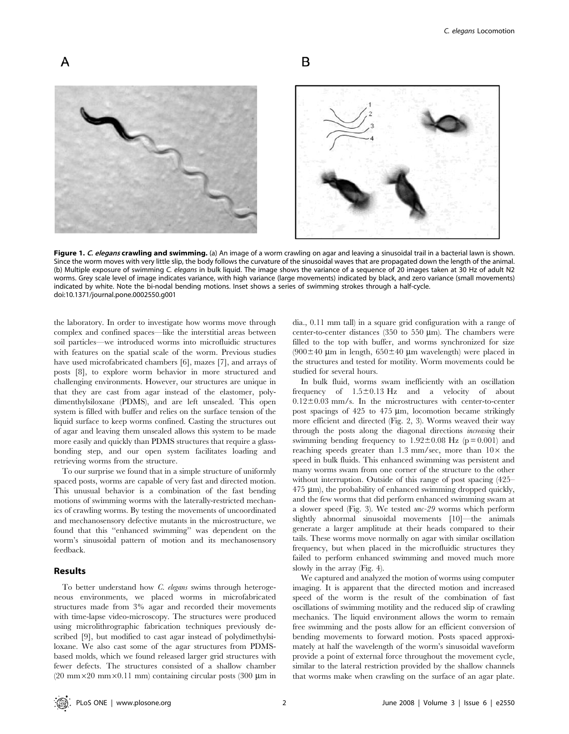**Figure 1. *C. elegans* crawling and swimming.** (a) An image of a worm crawling on agar and leaving a sinusoidal trail in a bacterial lawn is shown. Since the worm moves with very little slip, the body follows the curvature of the sinusoidal waves that are propagated down the length of the animal. (b) Multiple exposure of swimming *C. elegans* in bulk liquid. The image shows the variance of a sequence of 20 images taken at 30 Hz of adult N2 worms. Grey scale level of image indicates variance, with high variance (large movements) indicated by black, and zero variance (small movements) indicated by white. Note the bi-nodal bending motions. Inset shows a series of swimming strokes through a half-cycle.
doi:10.1371/journal.pone.0002550.g001

the laboratory. In order to investigate how worms move through complex and confined spaces—like the interstitial areas between soil particles—we introduced worms into microfluidic structures with features on the spatial scale of the worm. Previous studies have used microfabricated chambers [6], mazes [7], and arrays of posts [8], to explore worm behavior in more structured and challenging environments. However, our structures are unique in that they are cast from agar instead of the elastomer, polydimenthylsiloxane (PDMS), and are left unsealed. This open system is filled with buffer and relies on the surface tension of the liquid surface to keep worms confined. Casting the structures out of agar and leaving them unsealed allows this system to be made more easily and quickly than PDMS structures that require a glass-bonding step, and our open system facilitates loading and retrieving worms from the structure.

To our surprise we found that in a simple structure of uniformly spaced posts, worms are capable of very fast and directed motion. This unusual behavior is a combination of the fast bending motions of swimming worms with the laterally-restricted mechanics of crawling worms. By testing the movements of uncoordinated and mechanosensory defective mutants in the microstructure, we found that this "enhanced swimming" was dependent on the worm's sinusoidal pattern of motion and its mechanosensory feedback.

## Results

To better understand how *C. elegans* swims through heterogeneous environments, we placed worms in microfabricated structures made from 3% agar and recorded their movements with time-lapse video-microscopy. The structures were produced using microlithrographic fabrication techniques previously described [9], but modified to cast agar instead of polydimethylsiloxane. We also cast some of the agar structures from PDMS-based molds, which we found released larger grid structures with fewer defects. The structures consisted of a shallow chamber (20 mm×20 mm×0.11 mm) containing circular posts (300 μm in dia., 0.11 mm tall) in a square grid configuration with a range of center-to-center distances (350 to 550 μm). The chambers were filled to the top with buffer, and worms synchronized for size (900±40 μm in length, 650±40 μm wavelength) were placed in the structures and tested for motility. Worm movements could be studied for several hours.

In bulk fluid, worms swam inefficiently with an oscillation frequency of 1.5±0.13 Hz and a velocity of about 0.12±0.03 mm/s. In the microstructures with center-to-center post spacings of 425 to 475 μm, locomotion became strikingly more efficient and directed (Fig. 2, 3). Worms weaved their way through the posts along the diagonal directions *increasing* their swimming bending frequency to 1.92±0.08 Hz ($p = 0.001$) and reaching speeds greater than 1.3 mm/sec, more than 10× the speed in bulk fluids. This enhanced swimming was persistent and many worms swam from one corner of the structure to the other without interruption. Outside of this range of post spacing (425–475 μm), the probability of enhanced swimming dropped quickly, and the few worms that did perform enhanced swimming swam at a slower speed (Fig. 3). We tested *unc-29* worms which perform slightly abnormal sinusoidal movements [10]—the animals generate a larger amplitude at their heads compared to their tails. These worms move normally on agar with similar oscillation frequency, but when placed in the microfluidic structures they failed to perform enhanced swimming and moved much more slowly in the array (Fig. 4).

We captured and analyzed the motion of worms using computer imaging. It is apparent that the directed motion and increased speed of the worm is the result of the combination of fast oscillations of swimming motility and the reduced slip of crawling mechanics. The liquid environment allows the worm to remain free swimming and the posts allow for an efficient conversion of bending movements to forward motion. Posts spaced approximately at half the wavelength of the worm's sinusoidal waveform provide a point of external force throughout the movement cycle, similar to the lateral restriction provided by the shallow channels that worms make when crawling on the surface of an agar plate.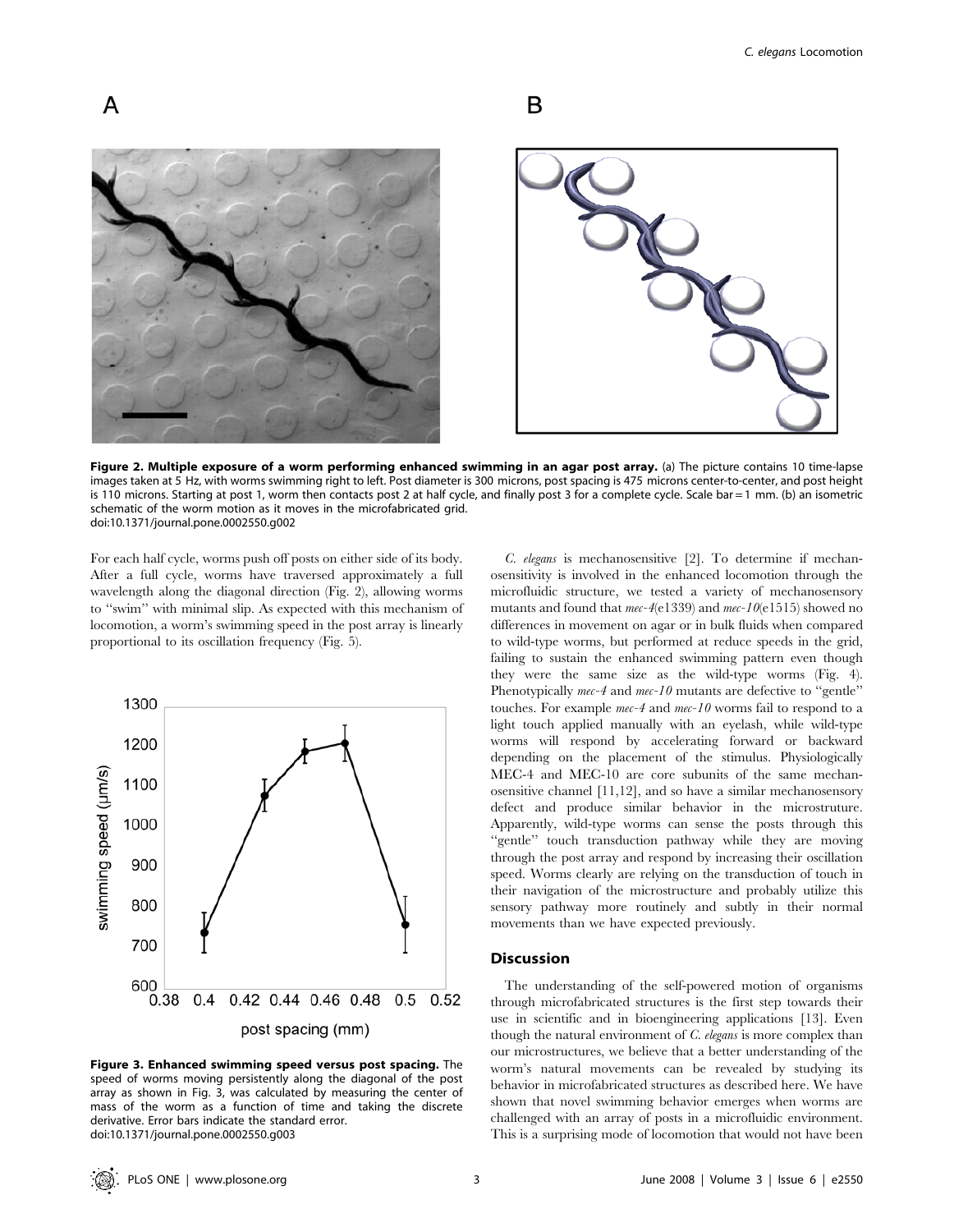**Figure 2. Multiple exposure of a worm performing enhanced swimming in an agar post array.** (a) The picture contains 10 time-lapse images taken at 5 Hz, with worms swimming right to left. Post diameter is 300 microns, post spacing is 475 microns center-to-center, and post height is 110 microns. Starting at post 1, worm then contacts post 2 at half cycle, and finally post 3 for a complete cycle. Scale bar = 1 mm. (b) an isometric schematic of the worm motion as it moves in the microfabricated grid.
doi:10.1371/journal.pone.0002550.g002

For each half cycle, worms push off posts on either side of its body. After a full cycle, worms have traversed approximately a full wavelength along the diagonal direction (Fig. 2), allowing worms to ''swim'' with minimal slip. As expected with this mechanism of locomotion, a worm's swimming speed in the post array is linearly proportional to its oscillation frequency (Fig. 5).

**Figure 3. Enhanced swimming speed versus post spacing.** The speed of worms moving persistently along the diagonal of the post array as shown in Fig. 3, was calculated by measuring the center of mass of the worm as a function of time and taking the discrete derivative. Error bars indicate the standard error.
doi:10.1371/journal.pone.0002550.g003

*C. elegans* is mechanosensitive [2]. To determine if mechanosensitivity is involved in the enhanced locomotion through the microfluidic structure, we tested a variety of mechanosensory mutants and found that *mec-4*(e1339) and *mec-10*(e1515) showed no differences in movement on agar or in bulk fluids when compared to wild-type worms, but performed at reduce speeds in the grid, failing to sustain the enhanced swimming pattern even though they were the same size as the wild-type worms (Fig. 4). Phenotypically *mec-4* and *mec-10* mutants are defective to ''gentle'' touches. For example *mec-4* and *mec-10* worms fail to respond to a light touch applied manually with an eyelash, while wild-type worms will respond by accelerating forward or backward depending on the placement of the stimulus. Physiologically MEC-4 and MEC-10 are core subunits of the same mechanosensitive channel [11,12], and so have a similar mechanosensory defect and produce similar behavior in the microstruture. Apparently, wild-type worms can sense the posts through this ''gentle'' touch transduction pathway while they are moving through the post array and respond by increasing their oscillation speed. Worms clearly are relying on the transduction of touch in their navigation of the microstructure and probably utilize this sensory pathway more routinely and subtly in their normal movements than we have expected previously.

## Discussion

The understanding of the self-powered motion of organisms through microfabricated structures is the first step towards their use in scientific and in bioengineering applications [13]. Even though the natural environment of *C. elegans* is more complex than our microstructures, we believe that a better understanding of the worm's natural movements can be revealed by studying its behavior in microfabricated structures as described here. We have shown that novel swimming behavior emerges when worms are challenged with an array of posts in a microfluidic environment. This is a surprising mode of locomotion that would not have been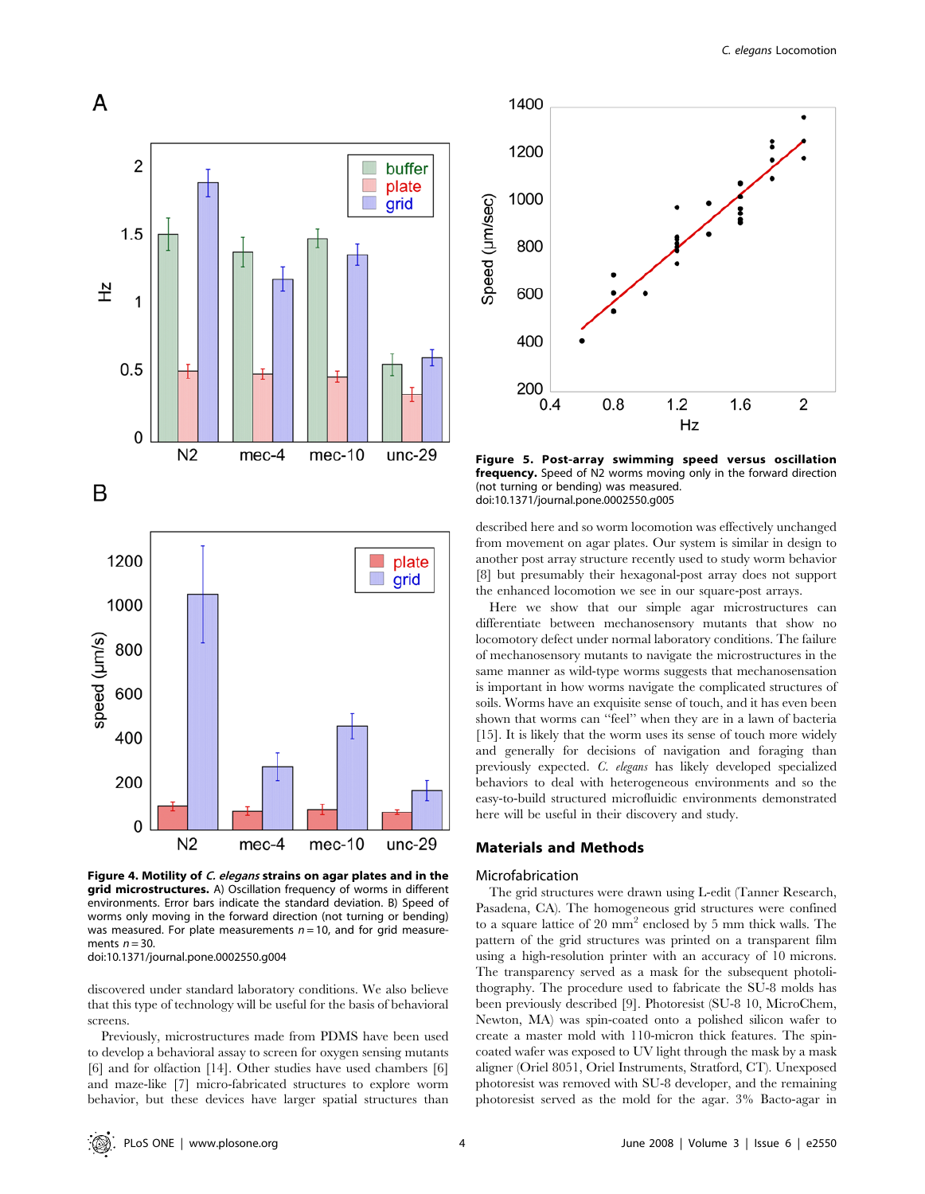**Figure 4. Motility of *C. elegans* strains on agar plates and in the grid microstructures.** A) Oscillation frequency of worms in different environments. Error bars indicate the standard deviation. B) Speed of worms only moving in the forward direction (not turning or bending) was measured. For plate measurements $n = 10$, and for grid measurements $n = 30$.
doi:10.1371/journal.pone.0002550.g004

discovered under standard laboratory conditions. We also believe that this type of technology will be useful for the basis of behavioral screens.

Previously, microstructures made from PDMS have been used to develop a behavioral assay to screen for oxygen sensing mutants [6] and for olfaction [14]. Other studies have used chambers [6] and maze-like [7] micro-fabricated structures to explore worm behavior, but these devices have larger spatial structures than described here and so worm locomotion was effectively unchanged from movement on agar plates. Our system is similar in design to another post array structure recently used to study worm behavior [8] but presumably their hexagonal-post array does not support the enhanced locomotion we see in our square-post arrays.

Here we show that our simple agar microstructures can differentiate between mechanosensory mutants that show no locomotory defect under normal laboratory conditions. The failure of mechanosensory mutants to navigate the microstructures in the same manner as wild-type worms suggests that mechanosensation is important in how worms navigate the complicated structures of soils. Worms have an exquisite sense of touch, and it has even been shown that worms can "feel" when they are in a lawn of bacteria [15]. It is likely that the worm uses its sense of touch more widely and generally for decisions of navigation and foraging than previously expected. *C. elegans* has likely developed specialized behaviors to deal with heterogeneous environments and so the easy-to-build structured microfluidic environments demonstrated here will be useful in their discovery and study.

**Figure 5. Post-array swimming speed versus oscillation frequency.** Speed of N2 worms moving only in the forward direction (not turning or bending) was measured.
doi:10.1371/journal.pone.0002550.g005

## Materials and Methods

### Microfabrication

The grid structures were drawn using L-edit (Tanner Research, Pasadena, CA). The homogeneous grid structures were confined to a square lattice of 20 mm$^2$ enclosed by 5 mm thick walls. The pattern of the grid structures was printed on a transparent film using a high-resolution printer with an accuracy of 10 microns. The transparency served as a mask for the subsequent photolithography. The procedure used to fabricate the SU-8 molds has been previously described [9]. Photoresist (SU-8 10, MicroChem, Newton, MA) was spin-coated onto a polished silicon wafer to create a master mold with 110-micron thick features. The spin-coated wafer was exposed to UV light through the mask by a mask aligner (Oriel 8051, Oriel Instruments, Stratford, CT). Unexposed photoresist was removed with SU-8 developer, and the remaining photoresist served as the mold for the agar. 3% Bacto-agar in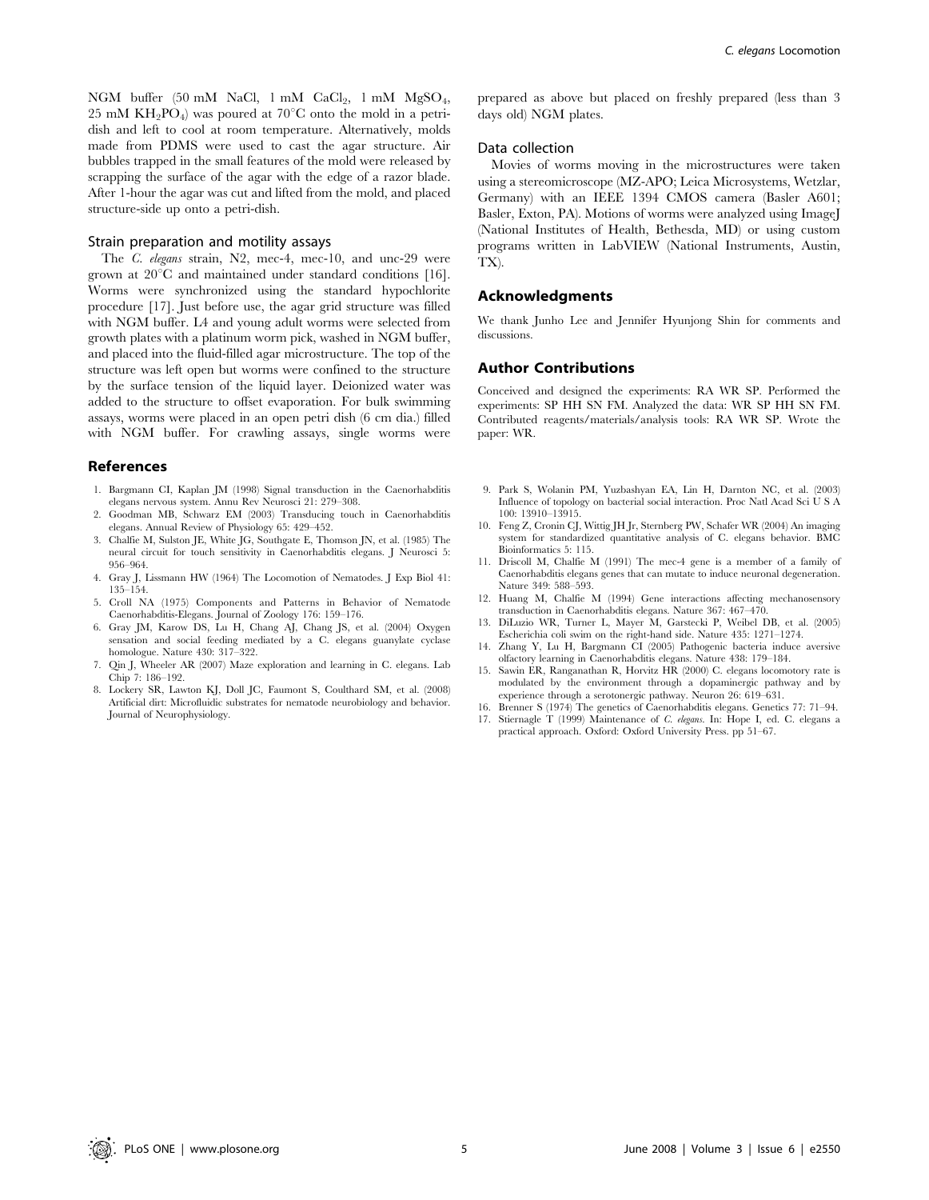NGM buffer (50 mM NaCl, 1 mM $CaCl_2$, 1 mM $MgSO_4$, 25 mM $KH_2PO_4$) was poured at 70°C onto the mold in a petri-dish and left to cool at room temperature. Alternatively, molds made from PDMS were used to cast the agar structure. Air bubbles trapped in the small features of the mold were released by scrapping the surface of the agar with the edge of a razor blade. After 1-hour the agar was cut and lifted from the mold, and placed structure-side up onto a petri-dish.

### Strain preparation and motility assays

The *C. elegans* strain, N2, mec-4, mec-10, and unc-29 were grown at 20°C and maintained under standard conditions [16]. Worms were synchronized using the standard hypochlorite procedure [17]. Just before use, the agar grid structure was filled with NGM buffer. L4 and young adult worms were selected from growth plates with a platinum worm pick, washed in NGM buffer, and placed into the fluid-filled agar microstructure. The top of the structure was left open but worms were confined to the structure by the surface tension of the liquid layer. Deionized water was added to the structure to offset evaporation. For bulk swimming assays, worms were placed in an open petri dish (6 cm dia.) filled with NGM buffer. For crawling assays, single worms were prepared as above but placed on freshly prepared (less than 3 days old) NGM plates.

### Data collection

Movies of worms moving in the microstructures were taken using a stereomicroscope (MZ-APO; Leica Microsystems, Wetzlar, Germany) with an IEEE 1394 CMOS camera (Basler A601; Basler, Exton, PA). Motions of worms were analyzed using ImageJ (National Institutes of Health, Bethesda, MD) or using custom programs written in LabVIEW (National Instruments, Austin, TX).

## Acknowledgments

We thank Junho Lee and Jennifer Hyunjong Shin for comments and discussions.

## Author Contributions

Conceived and designed the experiments: RA WR SP. Performed the experiments: SP HH SN FM. Analyzed the data: WR SP HH SN FM. Contributed reagents/materials/analysis tools: RA WR SP. Wrote the paper: WR.

## References

1. Bargmann CI, Kaplan JM (1998) Signal transduction in the Caenorhabditis elegans nervous system. Annu Rev Neurosci 21: 279–308.
2. Goodman MB, Schwarz EM (2003) Transducing touch in Caenorhabditis elegans. Annual Review of Physiology 65: 429–452.
3. Chalfie M, Sulston JE, White JG, Southgate E, Thomson JN, et al. (1985) The neural circuit for touch sensitivity in Caenorhabditis elegans. J Neurosci 5: 956–964.
4. Gray J, Lissmann HW (1964) The Locomotion of Nematodes. J Exp Biol 41: 135–154.
5. Croll NA (1975) Components and Patterns in Behavior of Nematode Caenorhabditis-Elegans. Journal of Zoology 176: 159–176.
6. Gray JM, Karow DS, Lu H, Chang AJ, Chang JS, et al. (2004) Oxygen sensation and social feeding mediated by a C. elegans guanylate cyclase homologue. Nature 430: 317–322.
7. Qin J, Wheeler AR (2007) Maze exploration and learning in C. elegans. Lab Chip 7: 186–192.
8. Lockery SR, Lawton KJ, Doll JC, Faumont S, Coulthard SM, et al. (2008) Artificial dirt: Microfluidic substrates for nematode neurobiology and behavior. Journal of Neurophysiology.
9. Park S, Wolanin PM, Yuzbashyan EA, Lin H, Darnton NC, et al. (2003) Influence of topology on bacterial social interaction. Proc Natl Acad Sci U S A 100: 13910–13915.
10. Feng Z, Cronin CJ, Wittig JH Jr, Sternberg PW, Schafer WR (2004) An imaging system for standardized quantitative analysis of C. elegans behavior. BMC Bioinformatics 5: 115.
11. Driscoll M, Chalfie M (1991) The mec-4 gene is a member of a family of Caenorhabditis elegans genes that can mutate to induce neuronal degeneration. Nature 349: 588–593.
12. Huang M, Chalfie M (1994) Gene interactions affecting mechanosensory transduction in Caenorhabditis elegans. Nature 367: 467–470.
13. DiLuzio WR, Turner L, Mayer M, Garstecki P, Weibel DB, et al. (2005) Escherichia coli swim on the right-hand side. Nature 435: 1271–1274.
14. Zhang Y, Lu H, Bargmann CI (2005) Pathogenic bacteria induce aversive olfactory learning in Caenorhabditis elegans. Nature 438: 179–184.
15. Sawin ER, Ranganathan R, Horvitz HR (2000) C. elegans locomotory rate is modulated by the environment through a dopaminergic pathway and by experience through a serotonergic pathway. Neuron 26: 619–631.
16. Brenner S (1974) The genetics of Caenorhabditis elegans. Genetics 77: 71–94.
17. Stiernagle T (1999) Maintenance of *C. elegans*. In: Hope I, ed. C. elegans a practical approach. Oxford: Oxford University Press. pp 51–67.